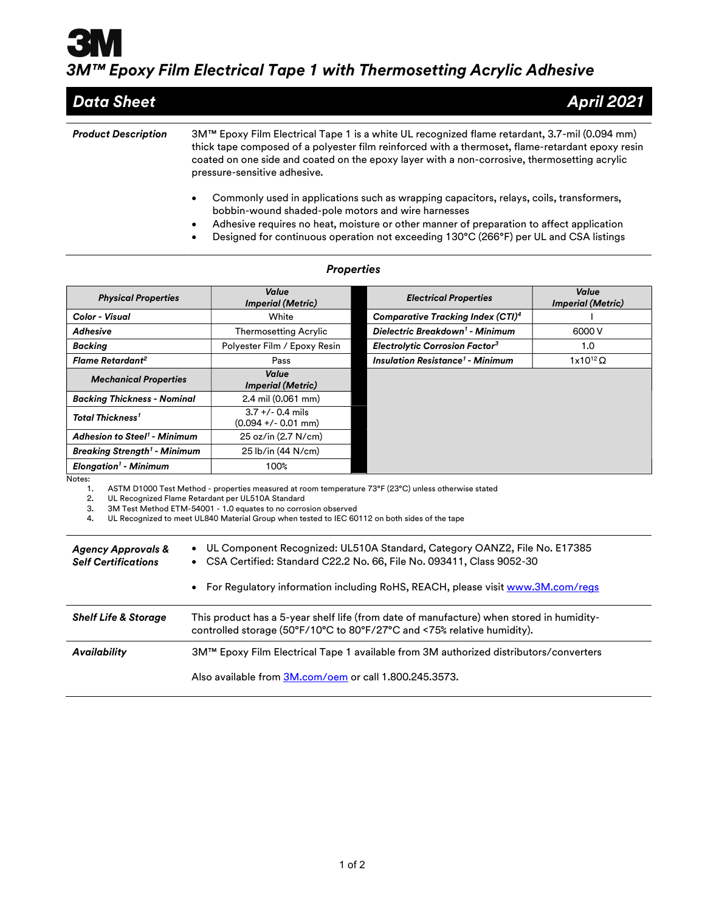# 3M

## 3M™ Epoxy Film Electrical Tape 1 with Thermosetting Acrylic Adhesive

**Data Sheet** — **April 2021**

***Product Description***

3M™ Epoxy Film Electrical Tape 1 is a white UL recognized flame retardant, 3.7-mil (0.094 mm) thick tape composed of a polyester film reinforced with a thermoset, flame-retardant epoxy resin coated on one side and coated on the epoxy layer with a non-corrosive, thermosetting acrylic pressure-sensitive adhesive.

- Commonly used in applications such as wrapping capacitors, relays, coils, transformers, bobbin-wound shaded-pole motors and wire harnesses
- Adhesive requires no heat, moisture or other manner of preparation to affect application
- Designed for continuous operation not exceeding 130°C (266°F) per UL and CSA listings

### *Properties*

| *Physical Properties* | *Value Imperial (Metric)* |
|---|---|
| *Color - Visual* | White |
| *Adhesive* | Thermosetting Acrylic |
| *Backing* | Polyester Film / Epoxy Resin |
| *Flame Retardant*[2] | Pass |

| *Mechanical Properties* | *Value Imperial (Metric)* |
|---|---|
| *Backing Thickness - Nominal* | 2.4 mil (0.061 mm) |
| *Total Thickness*[1] | 3.7 +/- 0.4 mils (0.094 +/- 0.01 mm) |
| *Adhesion to Steel*[1] *- Minimum* | 25 oz/in (2.7 N/cm) |
| *Breaking Strength*[1] *- Minimum* | 25 lb/in (44 N/cm) |
| *Elongation*[1] *- Minimum* | 100% |

| *Electrical Properties* | *Value Imperial (Metric)* |
|---|---|
| *Comparative Tracking Index (CTI)*[4] | I |
| *Dielectric Breakdown*[1] *- Minimum* | 6000 V |
| *Electrolytic Corrosion Factor*[3] | 1.0 |
| *Insulation Resistance*[1] *- Minimum* | $1 \times 10^{12}\ \Omega$ |

Notes:

1. ASTM D1000 Test Method - properties measured at room temperature 73°F (23°C) unless otherwise stated
2. UL Recognized Flame Retardant per UL510A Standard
3. 3M Test Method ETM-54001 - 1.0 equates to no corrosion observed
4. UL Recognized to meet UL840 Material Group when tested to IEC 60112 on both sides of the tape

***Agency Approvals & Self Certifications***

- UL Component Recognized: UL510A Standard, Category OANZ2, File No. E17385
- CSA Certified: Standard C22.2 No. 66, File No. 093411, Class 9052-30
- For Regulatory information including RoHS, REACH, please visit www.3M.com/regs

***Shelf Life & Storage***

This product has a 5-year shelf life (from date of manufacture) when stored in humidity-controlled storage (50°F/10°C to 80°F/27°C and <75% relative humidity).

***Availability***

3M™ Epoxy Film Electrical Tape 1 available from 3M authorized distributors/converters

Also available from 3M.com/oem or call 1.800.245.3573.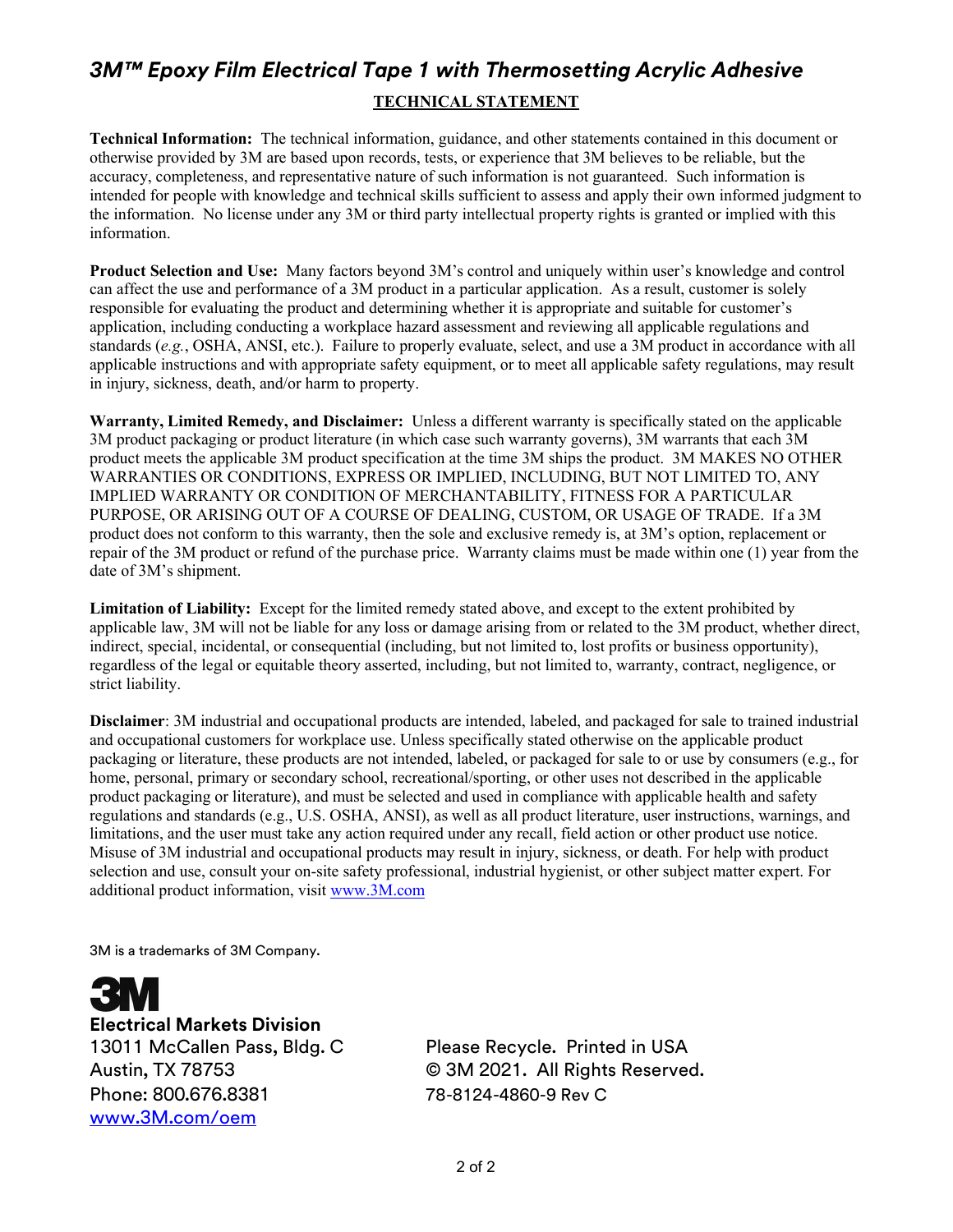# 3M™ Epoxy Film Electrical Tape 1 with Thermosetting Acrylic Adhesive

## TECHNICAL STATEMENT

**Technical Information:** The technical information, guidance, and other statements contained in this document or otherwise provided by 3M are based upon records, tests, or experience that 3M believes to be reliable, but the accuracy, completeness, and representative nature of such information is not guaranteed. Such information is intended for people with knowledge and technical skills sufficient to assess and apply their own informed judgment to the information. No license under any 3M or third party intellectual property rights is granted or implied with this information.

**Product Selection and Use:** Many factors beyond 3M's control and uniquely within user's knowledge and control can affect the use and performance of a 3M product in a particular application. As a result, customer is solely responsible for evaluating the product and determining whether it is appropriate and suitable for customer's application, including conducting a workplace hazard assessment and reviewing all applicable regulations and standards (*e.g.*, OSHA, ANSI, etc.). Failure to properly evaluate, select, and use a 3M product in accordance with all applicable instructions and with appropriate safety equipment, or to meet all applicable safety regulations, may result in injury, sickness, death, and/or harm to property.

**Warranty, Limited Remedy, and Disclaimer:** Unless a different warranty is specifically stated on the applicable 3M product packaging or product literature (in which case such warranty governs), 3M warrants that each 3M product meets the applicable 3M product specification at the time 3M ships the product. 3M MAKES NO OTHER WARRANTIES OR CONDITIONS, EXPRESS OR IMPLIED, INCLUDING, BUT NOT LIMITED TO, ANY IMPLIED WARRANTY OR CONDITION OF MERCHANTABILITY, FITNESS FOR A PARTICULAR PURPOSE, OR ARISING OUT OF A COURSE OF DEALING, CUSTOM, OR USAGE OF TRADE. If a 3M product does not conform to this warranty, then the sole and exclusive remedy is, at 3M's option, replacement or repair of the 3M product or refund of the purchase price. Warranty claims must be made within one (1) year from the date of 3M's shipment.

**Limitation of Liability:** Except for the limited remedy stated above, and except to the extent prohibited by applicable law, 3M will not be liable for any loss or damage arising from or related to the 3M product, whether direct, indirect, special, incidental, or consequential (including, but not limited to, lost profits or business opportunity), regardless of the legal or equitable theory asserted, including, but not limited to, warranty, contract, negligence, or strict liability.

**Disclaimer**: 3M industrial and occupational products are intended, labeled, and packaged for sale to trained industrial and occupational customers for workplace use. Unless specifically stated otherwise on the applicable product packaging or literature, these products are not intended, labeled, or packaged for sale to or use by consumers (e.g., for home, personal, primary or secondary school, recreational/sporting, or other uses not described in the applicable product packaging or literature), and must be selected and used in compliance with applicable health and safety regulations and standards (e.g., U.S. OSHA, ANSI), as well as all product literature, user instructions, warnings, and limitations, and the user must take any action required under any recall, field action or other product use notice. Misuse of 3M industrial and occupational products may result in injury, sickness, or death. For help with product selection and use, consult your on-site safety professional, industrial hygienist, or other subject matter expert. For additional product information, visit www.3M.com

3M is a trademarks of 3M Company.

3M
**Electrical Markets Division**
13011 McCallen Pass, Bldg. C
Austin, TX 78753
Phone: 800.676.8381
www.3M.com/oem

Please Recycle. Printed in USA
© 3M 2021. All Rights Reserved.
78-8124-4860-9 Rev C